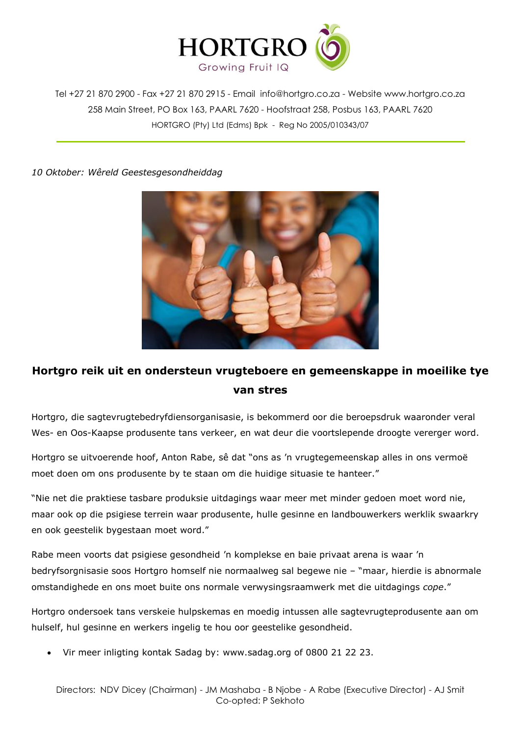HORTGRO

Growing Fruit IQ

Tel +27 21 870 2900 - Fax +27 21 870 2915 - Email info@hortgro.co.za - Website www.hortgro.co.za
258 Main Street, PO Box 163, PAARL 7620 - Hoofstraat 258, Posbus 163, PAARL 7620
HORTGRO (Pty) Ltd (Edms) Bpk - Reg No 2005/010343/07

*10 Oktober: Wêreld Geestesgesondheiddag*

## Hortgro reik uit en ondersteun vrugteboere en gemeenskappe in moeilike tye van stres

Hortgro, die sagtevrugtebedryfdiensorganisasie, is bekommerd oor die beroepsdruk waaronder veral Wes- en Oos-Kaapse produsente tans verkeer, en wat deur die voortslepende droogte vererger word.

Hortgro se uitvoerende hoof, Anton Rabe, sê dat "ons as 'n vrugtegemeenskap alles in ons vermoë moet doen om ons produsente by te staan om die huidige situasie te hanteer."

"Nie net die praktiese tasbare produksie uitdagings waar meer met minder gedoen moet word nie, maar ook op die psigiese terrein waar produsente, hulle gesinne en landbouwerkers werklik swaarkry en ook geestelik bygestaan moet word."

Rabe meen voorts dat psigiese gesondheid 'n komplekse en baie privaat arena is waar 'n bedryfsorgnisasie soos Hortgro homself nie normaalweg sal begewe nie – "maar, hierdie is abnormale omstandighede en ons moet buite ons normale verwysingsraamwerk met die uitdagings *cope*."

Hortgro ondersoek tans verskeie hulpskemas en moedig intussen alle sagtevrugteprodusente aan om hulself, hul gesinne en werkers ingelig te hou oor geestelike gesondheid.

- Vir meer inligting kontak Sadag by: www.sadag.org of 0800 21 22 23.

Directors: NDV Dicey (Chairman) - JM Mashaba - B Njobe - A Rabe (Executive Director) - AJ Smit
Co-opted: P Sekhoto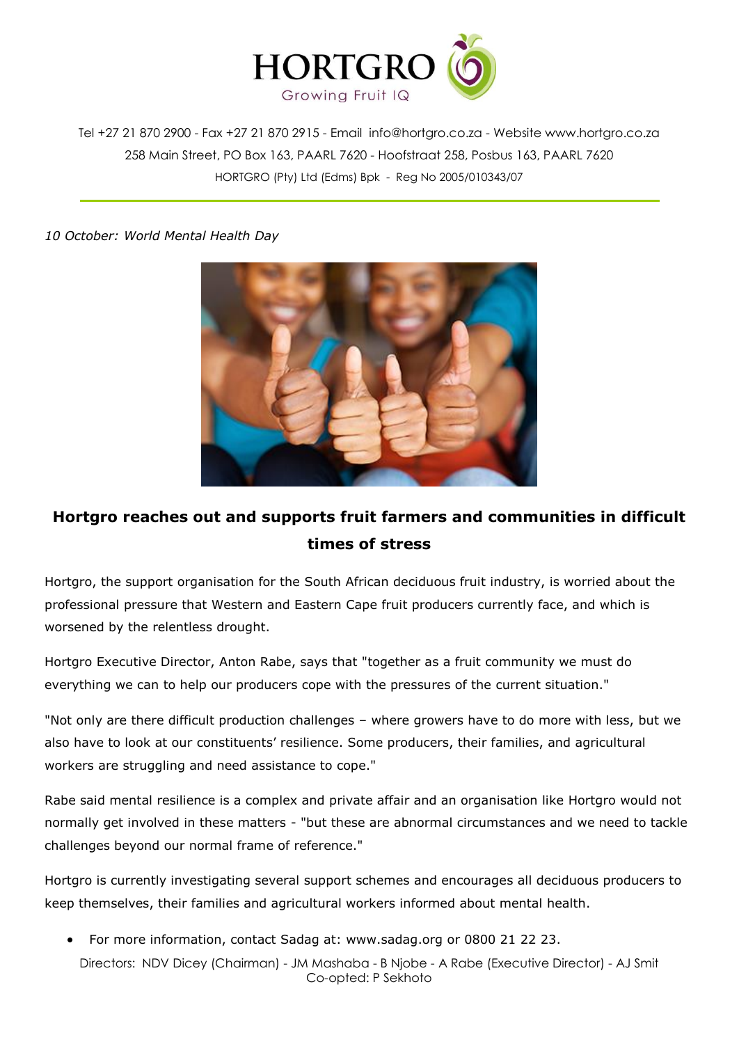HORTGRO

Growing Fruit IQ

Tel +27 21 870 2900 - Fax +27 21 870 2915 - Email info@hortgro.co.za - Website www.hortgro.co.za
258 Main Street, PO Box 163, PAARL 7620 - Hoofstraat 258, Posbus 163, PAARL 7620
HORTGRO (Pty) Ltd (Edms) Bpk - Reg No 2005/010343/07

*10 October: World Mental Health Day*

## Hortgro reaches out and supports fruit farmers and communities in difficult times of stress

Hortgro, the support organisation for the South African deciduous fruit industry, is worried about the professional pressure that Western and Eastern Cape fruit producers currently face, and which is worsened by the relentless drought.

Hortgro Executive Director, Anton Rabe, says that "together as a fruit community we must do everything we can to help our producers cope with the pressures of the current situation."

"Not only are there difficult production challenges – where growers have to do more with less, but we also have to look at our constituents' resilience. Some producers, their families, and agricultural workers are struggling and need assistance to cope."

Rabe said mental resilience is a complex and private affair and an organisation like Hortgro would not normally get involved in these matters - "but these are abnormal circumstances and we need to tackle challenges beyond our normal frame of reference."

Hortgro is currently investigating several support schemes and encourages all deciduous producers to keep themselves, their families and agricultural workers informed about mental health.

- For more information, contact Sadag at: www.sadag.org or 0800 21 22 23.

Directors: NDV Dicey (Chairman) - JM Mashaba - B Njobe - A Rabe (Executive Director) - AJ Smit
Co-opted: P Sekhoto